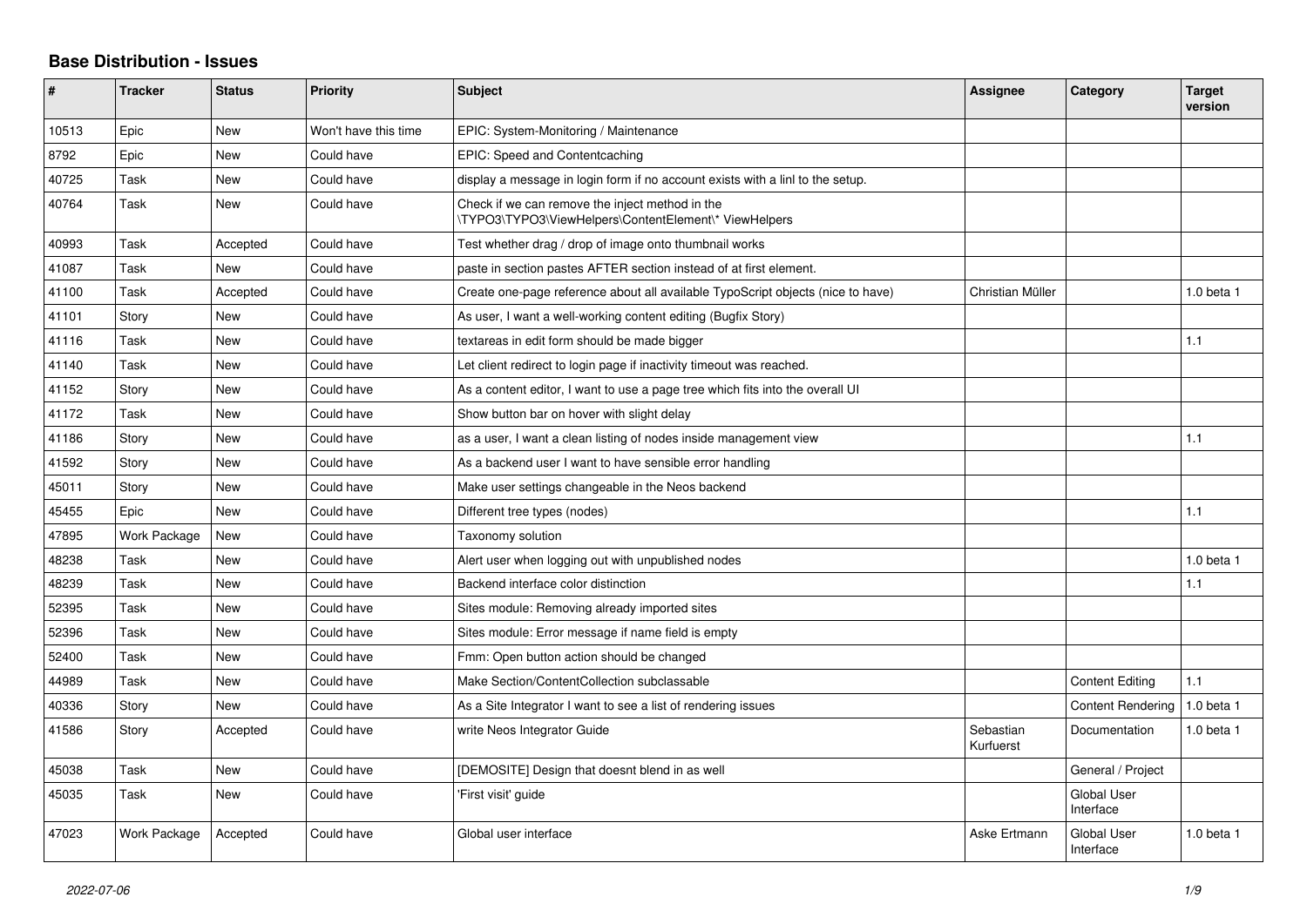## Base Distribution - Issues

| # | Tracker | Status | Priority | Subject | Assignee | Category | Target version |
|---|---|---|---|---|---|---|---|
| 10513 | Epic | New | Won't have this time | EPIC: System-Monitoring / Maintenance | | | |
| 8792 | Epic | New | Could have | EPIC: Speed and Contentcaching | | | |
| 40725 | Task | New | Could have | display a message in login form if no account exists with a linl to the setup. | | | |
| 40764 | Task | New | Could have | Check if we can remove the inject method in the \TYPO3\TYPO3\ViewHelpers\ContentElement\* ViewHelpers | | | |
| 40993 | Task | Accepted | Could have | Test whether drag / drop of image onto thumbnail works | | | |
| 41087 | Task | New | Could have | paste in section pastes AFTER section instead of at first element. | | | |
| 41100 | Task | Accepted | Could have | Create one-page reference about all available TypoScript objects (nice to have) | Christian Müller | | 1.0 beta 1 |
| 41101 | Story | New | Could have | As user, I want a well-working content editing (Bugfix Story) | | | |
| 41116 | Task | New | Could have | textareas in edit form should be made bigger | | | 1.1 |
| 41140 | Task | New | Could have | Let client redirect to login page if inactivity timeout was reached. | | | |
| 41152 | Story | New | Could have | As a content editor, I want to use a page tree which fits into the overall UI | | | |
| 41172 | Task | New | Could have | Show button bar on hover with slight delay | | | |
| 41186 | Story | New | Could have | as a user, I want a clean listing of nodes inside management view | | | 1.1 |
| 41592 | Story | New | Could have | As a backend user I want to have sensible error handling | | | |
| 45011 | Story | New | Could have | Make user settings changeable in the Neos backend | | | |
| 45455 | Epic | New | Could have | Different tree types (nodes) | | | 1.1 |
| 47895 | Work Package | New | Could have | Taxonomy solution | | | |
| 48238 | Task | New | Could have | Alert user when logging out with unpublished nodes | | | 1.0 beta 1 |
| 48239 | Task | New | Could have | Backend interface color distinction | | | 1.1 |
| 52395 | Task | New | Could have | Sites module: Removing already imported sites | | | |
| 52396 | Task | New | Could have | Sites module: Error message if name field is empty | | | |
| 52400 | Task | New | Could have | Fmm: Open button action should be changed | | | |
| 44989 | Task | New | Could have | Make Section/ContentCollection subclassable | | Content Editing | 1.1 |
| 40336 | Story | New | Could have | As a Site Integrator I want to see a list of rendering issues | | Content Rendering | 1.0 beta 1 |
| 41586 | Story | Accepted | Could have | write Neos Integrator Guide | Sebastian Kurfuerst | Documentation | 1.0 beta 1 |
| 45038 | Task | New | Could have | [DEMOSITE] Design that doesnt blend in as well | | General / Project | |
| 45035 | Task | New | Could have | 'First visit' guide | | Global User Interface | |
| 47023 | Work Package | Accepted | Could have | Global user interface | Aske Ertmann | Global User Interface | 1.0 beta 1 |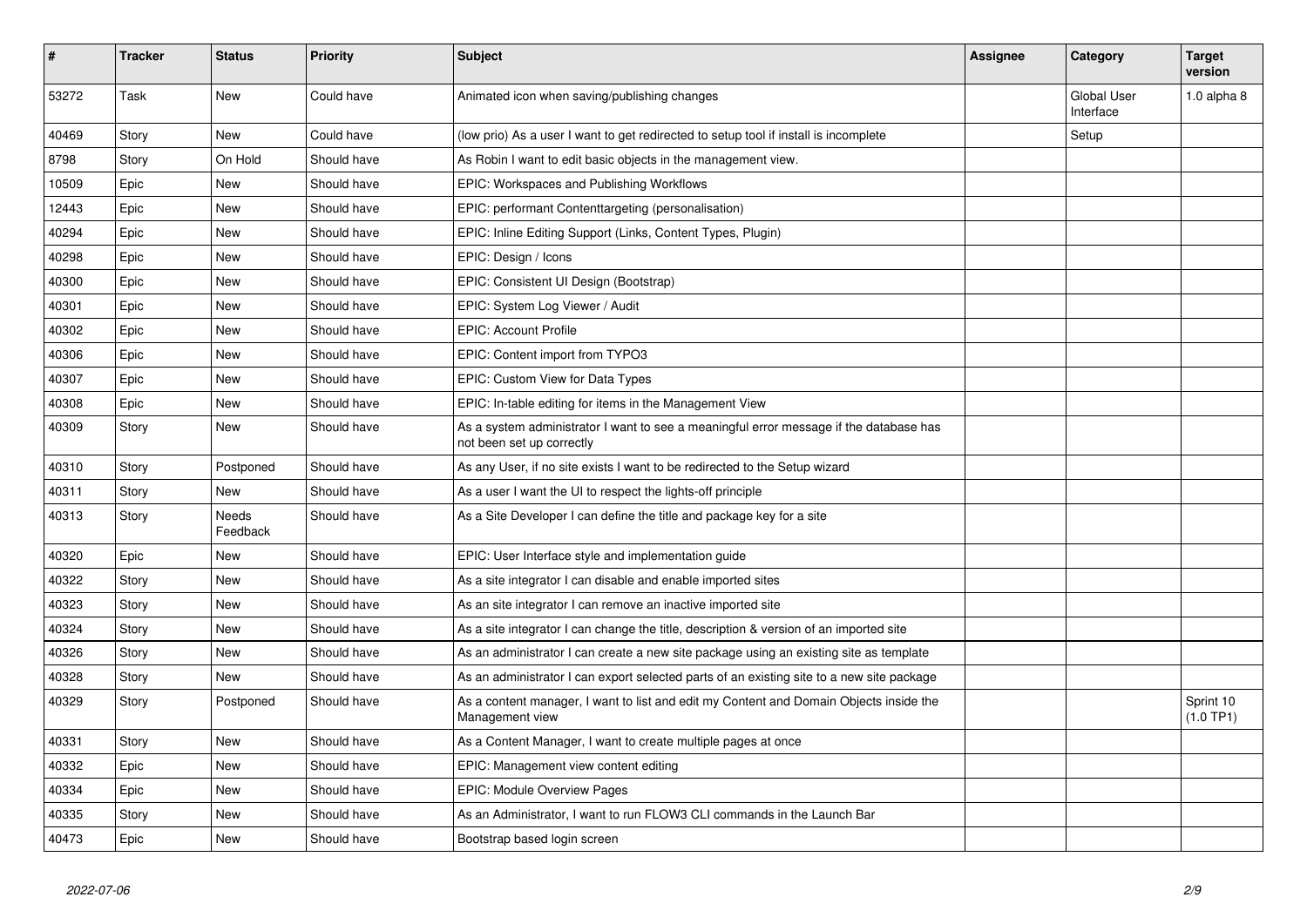| # | Tracker | Status | Priority | Subject | Assignee | Category | Target version |
|---|---|---|---|---|---|---|---|
| 53272 | Task | New | Could have | Animated icon when saving/publishing changes | | Global User Interface | 1.0 alpha 8 |
| 40469 | Story | New | Could have | (low prio) As a user I want to get redirected to setup tool if install is incomplete | | Setup | |
| 8798 | Story | On Hold | Should have | As Robin I want to edit basic objects in the management view. | | | |
| 10509 | Epic | New | Should have | EPIC: Workspaces and Publishing Workflows | | | |
| 12443 | Epic | New | Should have | EPIC: performant Contenttargeting (personalisation) | | | |
| 40294 | Epic | New | Should have | EPIC: Inline Editing Support (Links, Content Types, Plugin) | | | |
| 40298 | Epic | New | Should have | EPIC: Design / Icons | | | |
| 40300 | Epic | New | Should have | EPIC: Consistent UI Design (Bootstrap) | | | |
| 40301 | Epic | New | Should have | EPIC: System Log Viewer / Audit | | | |
| 40302 | Epic | New | Should have | EPIC: Account Profile | | | |
| 40306 | Epic | New | Should have | EPIC: Content import from TYPO3 | | | |
| 40307 | Epic | New | Should have | EPIC: Custom View for Data Types | | | |
| 40308 | Epic | New | Should have | EPIC: In-table editing for items in the Management View | | | |
| 40309 | Story | New | Should have | As a system administrator I want to see a meaningful error message if the database has not been set up correctly | | | |
| 40310 | Story | Postponed | Should have | As any User, if no site exists I want to be redirected to the Setup wizard | | | |
| 40311 | Story | New | Should have | As a user I want the UI to respect the lights-off principle | | | |
| 40313 | Story | Needs Feedback | Should have | As a Site Developer I can define the title and package key for a site | | | |
| 40320 | Epic | New | Should have | EPIC: User Interface style and implementation guide | | | |
| 40322 | Story | New | Should have | As a site integrator I can disable and enable imported sites | | | |
| 40323 | Story | New | Should have | As an site integrator I can remove an inactive imported site | | | |
| 40324 | Story | New | Should have | As a site integrator I can change the title, description & version of an imported site | | | |
| 40326 | Story | New | Should have | As an administrator I can create a new site package using an existing site as template | | | |
| 40328 | Story | New | Should have | As an administrator I can export selected parts of an existing site to a new site package | | | |
| 40329 | Story | Postponed | Should have | As a content manager, I want to list and edit my Content and Domain Objects inside the Management view | | | Sprint 10 (1.0 TP1) |
| 40331 | Story | New | Should have | As a Content Manager, I want to create multiple pages at once | | | |
| 40332 | Epic | New | Should have | EPIC: Management view content editing | | | |
| 40334 | Epic | New | Should have | EPIC: Module Overview Pages | | | |
| 40335 | Story | New | Should have | As an Administrator, I want to run FLOW3 CLI commands in the Launch Bar | | | |
| 40473 | Epic | New | Should have | Bootstrap based login screen | | | |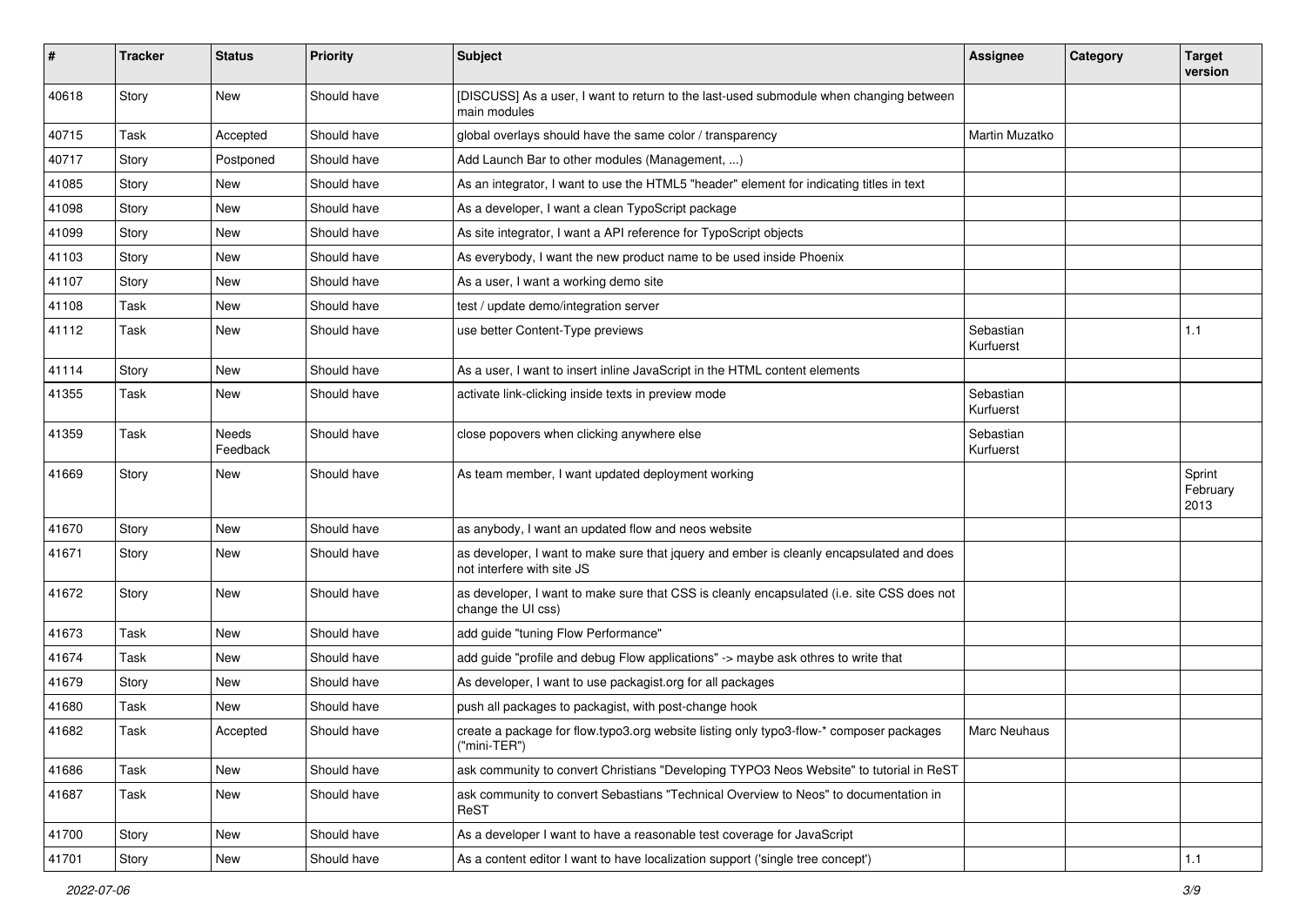| # | Tracker | Status | Priority | Subject | Assignee | Category | Target version |
|---|---|---|---|---|---|---|---|
| 40618 | Story | New | Should have | [DISCUSS] As a user, I want to return to the last-used submodule when changing between main modules | | | |
| 40715 | Task | Accepted | Should have | global overlays should have the same color / transparency | Martin Muzatko | | |
| 40717 | Story | Postponed | Should have | Add Launch Bar to other modules (Management, ...) | | | |
| 41085 | Story | New | Should have | As an integrator, I want to use the HTML5 "header" element for indicating titles in text | | | |
| 41098 | Story | New | Should have | As a developer, I want a clean TypoScript package | | | |
| 41099 | Story | New | Should have | As site integrator, I want a API reference for TypoScript objects | | | |
| 41103 | Story | New | Should have | As everybody, I want the new product name to be used inside Phoenix | | | |
| 41107 | Story | New | Should have | As a user, I want a working demo site | | | |
| 41108 | Task | New | Should have | test / update demo/integration server | | | |
| 41112 | Task | New | Should have | use better Content-Type previews | Sebastian Kurfuerst | | 1.1 |
| 41114 | Story | New | Should have | As a user, I want to insert inline JavaScript in the HTML content elements | | | |
| 41355 | Task | New | Should have | activate link-clicking inside texts in preview mode | Sebastian Kurfuerst | | |
| 41359 | Task | Needs Feedback | Should have | close popovers when clicking anywhere else | Sebastian Kurfuerst | | |
| 41669 | Story | New | Should have | As team member, I want updated deployment working | | | Sprint February 2013 |
| 41670 | Story | New | Should have | as anybody, I want an updated flow and neos website | | | |
| 41671 | Story | New | Should have | as developer, I want to make sure that jquery and ember is cleanly encapsulated and does not interfere with site JS | | | |
| 41672 | Story | New | Should have | as developer, I want to make sure that CSS is cleanly encapsulated (i.e. site CSS does not change the UI css) | | | |
| 41673 | Task | New | Should have | add guide "tuning Flow Performance" | | | |
| 41674 | Task | New | Should have | add guide "profile and debug Flow applications" -> maybe ask othres to write that | | | |
| 41679 | Story | New | Should have | As developer, I want to use packagist.org for all packages | | | |
| 41680 | Task | New | Should have | push all packages to packagist, with post-change hook | | | |
| 41682 | Task | Accepted | Should have | create a package for flow.typo3.org website listing only typo3-flow-* composer packages ("mini-TER") | Marc Neuhaus | | |
| 41686 | Task | New | Should have | ask community to convert Christians "Developing TYPO3 Neos Website" to tutorial in ReST | | | |
| 41687 | Task | New | Should have | ask community to convert Sebastians "Technical Overview to Neos" to documentation in ReST | | | |
| 41700 | Story | New | Should have | As a developer I want to have a reasonable test coverage for JavaScript | | | |
| 41701 | Story | New | Should have | As a content editor I want to have localization support ('single tree concept') | | | 1.1 |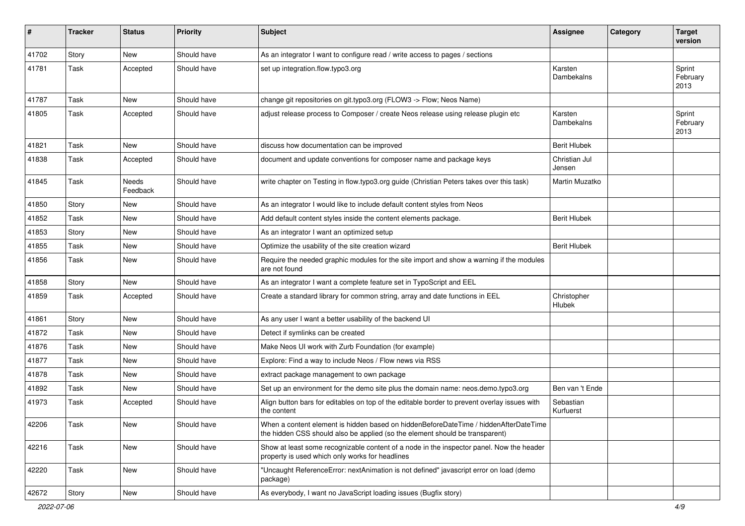| # | Tracker | Status | Priority | Subject | Assignee | Category | Target version |
|---|---|---|---|---|---|---|---|
| 41702 | Story | New | Should have | As an integrator I want to configure read / write access to pages / sections | | | |
| 41781 | Task | Accepted | Should have | set up integration.flow.typo3.org | Karsten Dambekalns | | Sprint February 2013 |
| 41787 | Task | New | Should have | change git repositories on git.typo3.org (FLOW3 -> Flow; Neos Name) | | | |
| 41805 | Task | Accepted | Should have | adjust release process to Composer / create Neos release using release plugin etc | Karsten Dambekalns | | Sprint February 2013 |
| 41821 | Task | New | Should have | discuss how documentation can be improved | Berit Hlubek | | |
| 41838 | Task | Accepted | Should have | document and update conventions for composer name and package keys | Christian Jul Jensen | | |
| 41845 | Task | Needs Feedback | Should have | write chapter on Testing in flow.typo3.org guide (Christian Peters takes over this task) | Martin Muzatko | | |
| 41850 | Story | New | Should have | As an integrator I would like to include default content styles from Neos | | | |
| 41852 | Task | New | Should have | Add default content styles inside the content elements package. | Berit Hlubek | | |
| 41853 | Story | New | Should have | As an integrator I want an optimized setup | | | |
| 41855 | Task | New | Should have | Optimize the usability of the site creation wizard | Berit Hlubek | | |
| 41856 | Task | New | Should have | Require the needed graphic modules for the site import and show a warning if the modules are not found | | | |
| 41858 | Story | New | Should have | As an integrator I want a complete feature set in TypoScript and EEL | | | |
| 41859 | Task | Accepted | Should have | Create a standard library for common string, array and date functions in EEL | Christopher Hlubek | | |
| 41861 | Story | New | Should have | As any user I want a better usability of the backend UI | | | |
| 41872 | Task | New | Should have | Detect if symlinks can be created | | | |
| 41876 | Task | New | Should have | Make Neos UI work with Zurb Foundation (for example) | | | |
| 41877 | Task | New | Should have | Explore: Find a way to include Neos / Flow news via RSS | | | |
| 41878 | Task | New | Should have | extract package management to own package | | | |
| 41892 | Task | New | Should have | Set up an environment for the demo site plus the domain name: neos.demo.typo3.org | Ben van 't Ende | | |
| 41973 | Task | Accepted | Should have | Align button bars for editables on top of the editable border to prevent overlay issues with the content | Sebastian Kurfuerst | | |
| 42206 | Task | New | Should have | When a content element is hidden based on hiddenBeforeDateTime / hiddenAfterDateTime the hidden CSS should also be applied (so the element should be transparent) | | | |
| 42216 | Task | New | Should have | Show at least some recognizable content of a node in the inspector panel. Now the header property is used which only works for headlines | | | |
| 42220 | Task | New | Should have | "Uncaught ReferenceError: nextAnimation is not defined" javascript error on load (demo package) | | | |
| 42672 | Story | New | Should have | As everybody, I want no JavaScript loading issues (Bugfix story) | | | |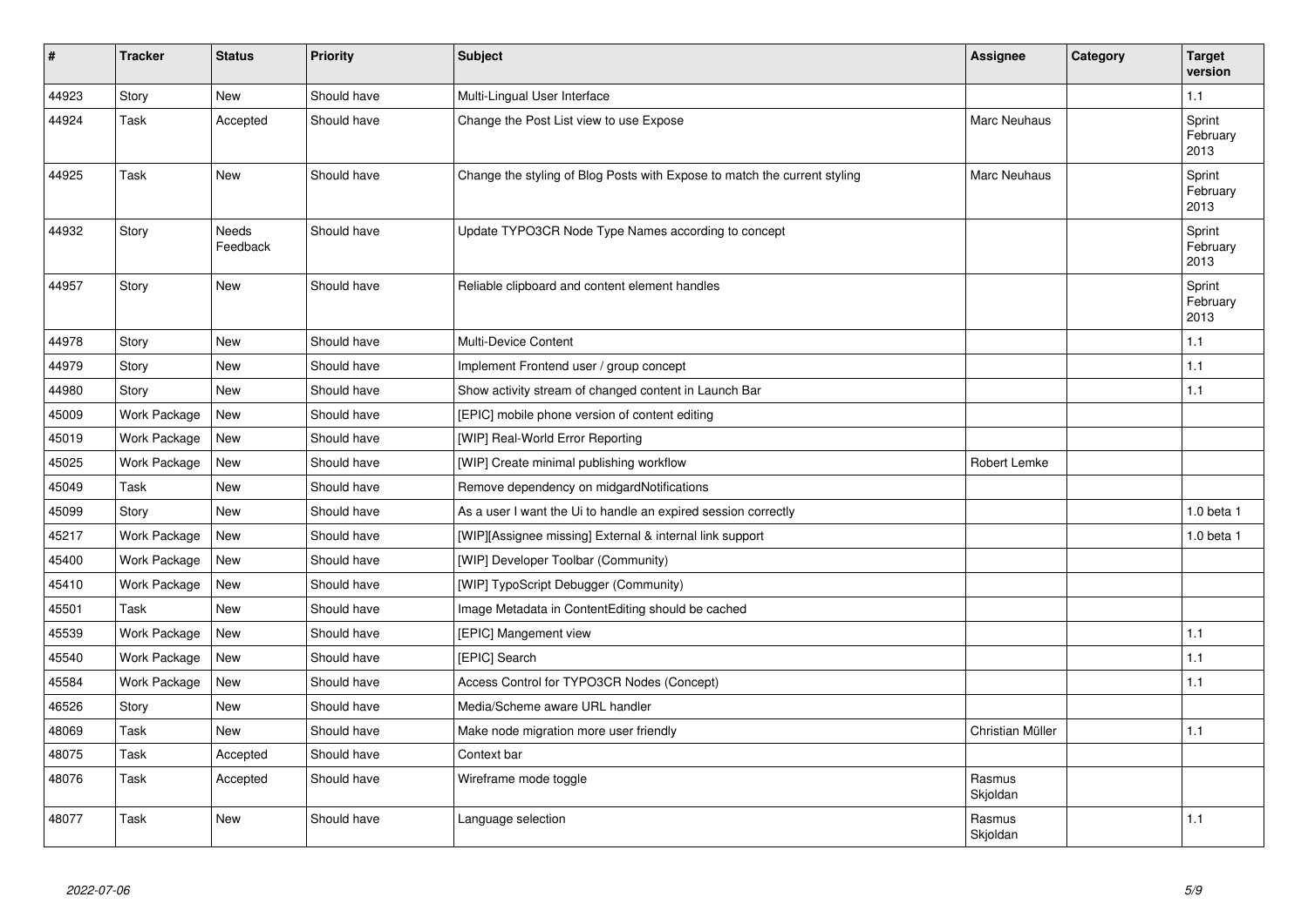| # | Tracker | Status | Priority | Subject | Assignee | Category | Target version |
|---|---|---|---|---|---|---|---|
| 44923 | Story | New | Should have | Multi-Lingual User Interface | | | 1.1 |
| 44924 | Task | Accepted | Should have | Change the Post List view to use Expose | Marc Neuhaus | | Sprint February 2013 |
| 44925 | Task | New | Should have | Change the styling of Blog Posts with Expose to match the current styling | Marc Neuhaus | | Sprint February 2013 |
| 44932 | Story | Needs Feedback | Should have | Update TYPO3CR Node Type Names according to concept | | | Sprint February 2013 |
| 44957 | Story | New | Should have | Reliable clipboard and content element handles | | | Sprint February 2013 |
| 44978 | Story | New | Should have | Multi-Device Content | | | 1.1 |
| 44979 | Story | New | Should have | Implement Frontend user / group concept | | | 1.1 |
| 44980 | Story | New | Should have | Show activity stream of changed content in Launch Bar | | | 1.1 |
| 45009 | Work Package | New | Should have | [EPIC] mobile phone version of content editing | | | |
| 45019 | Work Package | New | Should have | [WIP] Real-World Error Reporting | | | |
| 45025 | Work Package | New | Should have | [WIP] Create minimal publishing workflow | Robert Lemke | | |
| 45049 | Task | New | Should have | Remove dependency on midgardNotifications | | | |
| 45099 | Story | New | Should have | As a user I want the Ui to handle an expired session correctly | | | 1.0 beta 1 |
| 45217 | Work Package | New | Should have | [WIP][Assignee missing] External & internal link support | | | 1.0 beta 1 |
| 45400 | Work Package | New | Should have | [WIP] Developer Toolbar (Community) | | | |
| 45410 | Work Package | New | Should have | [WIP] TypoScript Debugger (Community) | | | |
| 45501 | Task | New | Should have | Image Metadata in ContentEditing should be cached | | | |
| 45539 | Work Package | New | Should have | [EPIC] Mangement view | | | 1.1 |
| 45540 | Work Package | New | Should have | [EPIC] Search | | | 1.1 |
| 45584 | Work Package | New | Should have | Access Control for TYPO3CR Nodes (Concept) | | | 1.1 |
| 46526 | Story | New | Should have | Media/Scheme aware URL handler | | | |
| 48069 | Task | New | Should have | Make node migration more user friendly | Christian Müller | | 1.1 |
| 48075 | Task | Accepted | Should have | Context bar | | | |
| 48076 | Task | Accepted | Should have | Wireframe mode toggle | Rasmus Skjoldan | | |
| 48077 | Task | New | Should have | Language selection | Rasmus Skjoldan | | 1.1 |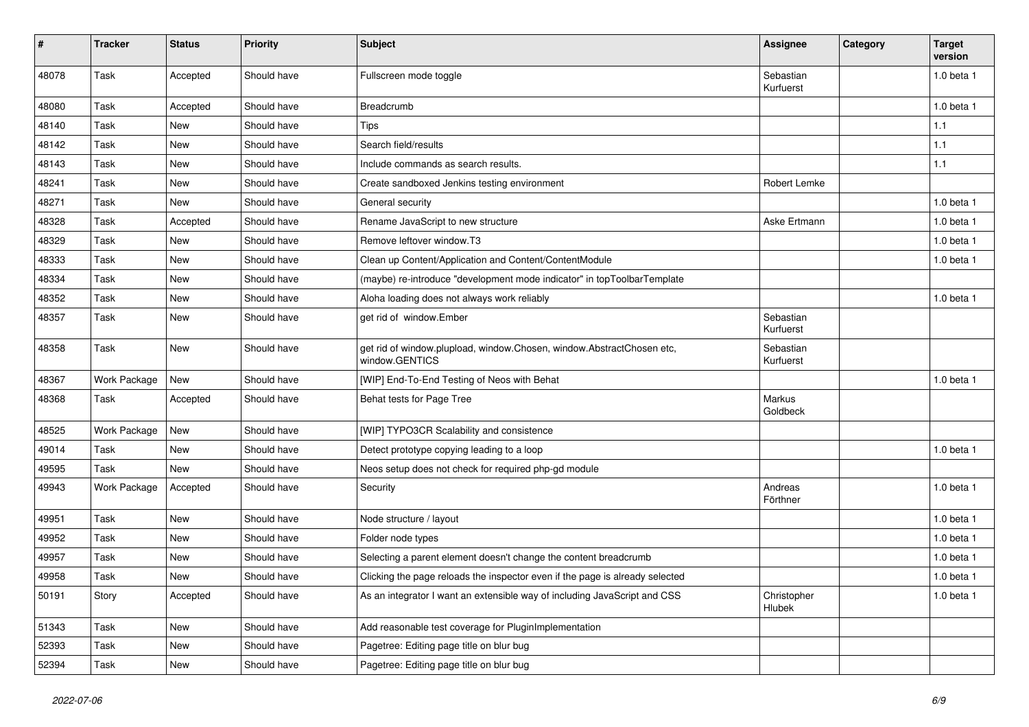| # | Tracker | Status | Priority | Subject | Assignee | Category | Target version |
|---|---|---|---|---|---|---|---|
| 48078 | Task | Accepted | Should have | Fullscreen mode toggle | Sebastian Kurfuerst | | 1.0 beta 1 |
| 48080 | Task | Accepted | Should have | Breadcrumb | | | 1.0 beta 1 |
| 48140 | Task | New | Should have | Tips | | | 1.1 |
| 48142 | Task | New | Should have | Search field/results | | | 1.1 |
| 48143 | Task | New | Should have | Include commands as search results. | | | 1.1 |
| 48241 | Task | New | Should have | Create sandboxed Jenkins testing environment | Robert Lemke | | |
| 48271 | Task | New | Should have | General security | | | 1.0 beta 1 |
| 48328 | Task | Accepted | Should have | Rename JavaScript to new structure | Aske Ertmann | | 1.0 beta 1 |
| 48329 | Task | New | Should have | Remove leftover window.T3 | | | 1.0 beta 1 |
| 48333 | Task | New | Should have | Clean up Content/Application and Content/ContentModule | | | 1.0 beta 1 |
| 48334 | Task | New | Should have | (maybe) re-introduce "development mode indicator" in topToolbarTemplate | | | |
| 48352 | Task | New | Should have | Aloha loading does not always work reliably | | | 1.0 beta 1 |
| 48357 | Task | New | Should have | get rid of window.Ember | Sebastian Kurfuerst | | |
| 48358 | Task | New | Should have | get rid of window.plupload, window.Chosen, window.AbstractChosen etc, window.GENTICS | Sebastian Kurfuerst | | |
| 48367 | Work Package | New | Should have | [WIP] End-To-End Testing of Neos with Behat | | | 1.0 beta 1 |
| 48368 | Task | Accepted | Should have | Behat tests for Page Tree | Markus Goldbeck | | |
| 48525 | Work Package | New | Should have | [WIP] TYPO3CR Scalability and consistence | | | |
| 49014 | Task | New | Should have | Detect prototype copying leading to a loop | | | 1.0 beta 1 |
| 49595 | Task | New | Should have | Neos setup does not check for required php-gd module | | | |
| 49943 | Work Package | Accepted | Should have | Security | Andreas Förthner | | 1.0 beta 1 |
| 49951 | Task | New | Should have | Node structure / layout | | | 1.0 beta 1 |
| 49952 | Task | New | Should have | Folder node types | | | 1.0 beta 1 |
| 49957 | Task | New | Should have | Selecting a parent element doesn't change the content breadcrumb | | | 1.0 beta 1 |
| 49958 | Task | New | Should have | Clicking the page reloads the inspector even if the page is already selected | | | 1.0 beta 1 |
| 50191 | Story | Accepted | Should have | As an integrator I want an extensible way of including JavaScript and CSS | Christopher Hlubek | | 1.0 beta 1 |
| 51343 | Task | New | Should have | Add reasonable test coverage for PluginImplementation | | | |
| 52393 | Task | New | Should have | Pagetree: Editing page title on blur bug | | | |
| 52394 | Task | New | Should have | Pagetree: Editing page title on blur bug | | | |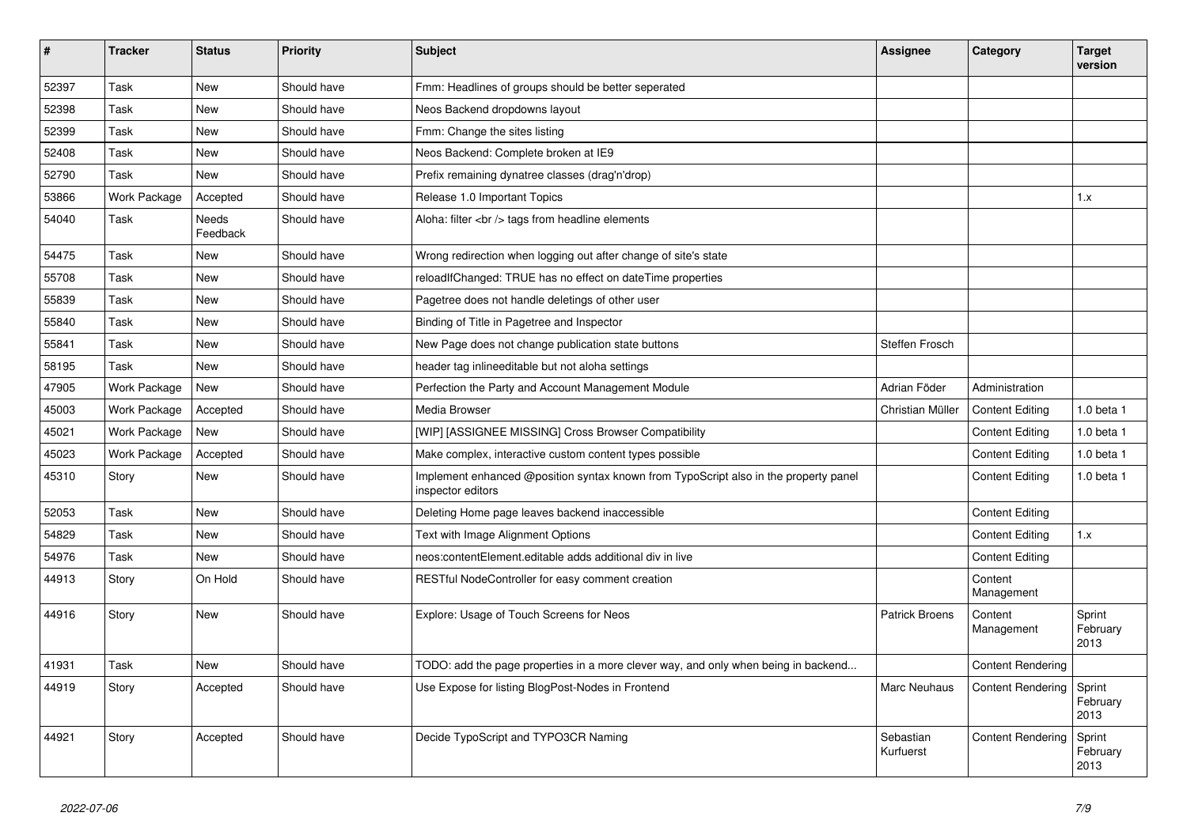| # | Tracker | Status | Priority | Subject | Assignee | Category | Target version |
|---|---|---|---|---|---|---|---|
| 52397 | Task | New | Should have | Fmm: Headlines of groups should be better seperated | | | |
| 52398 | Task | New | Should have | Neos Backend dropdowns layout | | | |
| 52399 | Task | New | Should have | Fmm: Change the sites listing | | | |
| 52408 | Task | New | Should have | Neos Backend: Complete broken at IE9 | | | |
| 52790 | Task | New | Should have | Prefix remaining dynatree classes (drag'n'drop) | | | |
| 53866 | Work Package | Accepted | Should have | Release 1.0 Important Topics | | | 1.x |
| 54040 | Task | Needs Feedback | Should have | Aloha: filter <br /> tags from headline elements | | | |
| 54475 | Task | New | Should have | Wrong redirection when logging out after change of site's state | | | |
| 55708 | Task | New | Should have | reloadIfChanged: TRUE has no effect on dateTime properties | | | |
| 55839 | Task | New | Should have | Pagetree does not handle deletings of other user | | | |
| 55840 | Task | New | Should have | Binding of Title in Pagetree and Inspector | | | |
| 55841 | Task | New | Should have | New Page does not change publication state buttons | Steffen Frosch | | |
| 58195 | Task | New | Should have | header tag inlineeditable but not aloha settings | | | |
| 47905 | Work Package | New | Should have | Perfection the Party and Account Management Module | Adrian Föder | Administration | |
| 45003 | Work Package | Accepted | Should have | Media Browser | Christian Müller | Content Editing | 1.0 beta 1 |
| 45021 | Work Package | New | Should have | [WIP] [ASSIGNEE MISSING] Cross Browser Compatibility | | Content Editing | 1.0 beta 1 |
| 45023 | Work Package | Accepted | Should have | Make complex, interactive custom content types possible | | Content Editing | 1.0 beta 1 |
| 45310 | Story | New | Should have | Implement enhanced @position syntax known from TypoScript also in the property panel inspector editors | | Content Editing | 1.0 beta 1 |
| 52053 | Task | New | Should have | Deleting Home page leaves backend inaccessible | | Content Editing | |
| 54829 | Task | New | Should have | Text with Image Alignment Options | | Content Editing | 1.x |
| 54976 | Task | New | Should have | neos:contentElement.editable adds additional div in live | | Content Editing | |
| 44913 | Story | On Hold | Should have | RESTful NodeController for easy comment creation | | Content Management | |
| 44916 | Story | New | Should have | Explore: Usage of Touch Screens for Neos | Patrick Broens | Content Management | Sprint February 2013 |
| 41931 | Task | New | Should have | TODO: add the page properties in a more clever way, and only when being in backend... | | Content Rendering | |
| 44919 | Story | Accepted | Should have | Use Expose for listing BlogPost-Nodes in Frontend | Marc Neuhaus | Content Rendering | Sprint February 2013 |
| 44921 | Story | Accepted | Should have | Decide TypoScript and TYPO3CR Naming | Sebastian Kurfuerst | Content Rendering | Sprint February 2013 |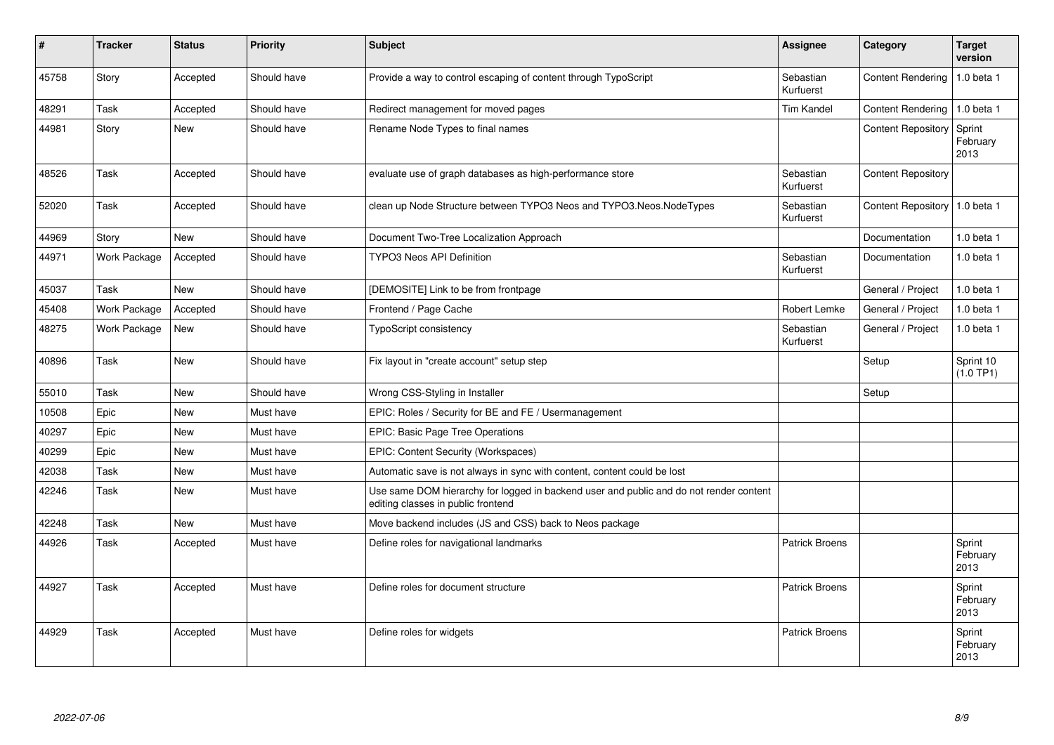| # | Tracker | Status | Priority | Subject | Assignee | Category | Target version |
|---|---|---|---|---|---|---|---|
| 45758 | Story | Accepted | Should have | Provide a way to control escaping of content through TypoScript | Sebastian Kurfuerst | Content Rendering | 1.0 beta 1 |
| 48291 | Task | Accepted | Should have | Redirect management for moved pages | Tim Kandel | Content Rendering | 1.0 beta 1 |
| 44981 | Story | New | Should have | Rename Node Types to final names | | Content Repository | Sprint February 2013 |
| 48526 | Task | Accepted | Should have | evaluate use of graph databases as high-performance store | Sebastian Kurfuerst | Content Repository | |
| 52020 | Task | Accepted | Should have | clean up Node Structure between TYPO3 Neos and TYPO3.Neos.NodeTypes | Sebastian Kurfuerst | Content Repository | 1.0 beta 1 |
| 44969 | Story | New | Should have | Document Two-Tree Localization Approach | | Documentation | 1.0 beta 1 |
| 44971 | Work Package | Accepted | Should have | TYPO3 Neos API Definition | Sebastian Kurfuerst | Documentation | 1.0 beta 1 |
| 45037 | Task | New | Should have | [DEMOSITE] Link to be from frontpage | | General / Project | 1.0 beta 1 |
| 45408 | Work Package | Accepted | Should have | Frontend / Page Cache | Robert Lemke | General / Project | 1.0 beta 1 |
| 48275 | Work Package | New | Should have | TypoScript consistency | Sebastian Kurfuerst | General / Project | 1.0 beta 1 |
| 40896 | Task | New | Should have | Fix layout in "create account" setup step | | Setup | Sprint 10 (1.0 TP1) |
| 55010 | Task | New | Should have | Wrong CSS-Styling in Installer | | Setup | |
| 10508 | Epic | New | Must have | EPIC: Roles / Security for BE and FE / Usermanagement | | | |
| 40297 | Epic | New | Must have | EPIC: Basic Page Tree Operations | | | |
| 40299 | Epic | New | Must have | EPIC: Content Security (Workspaces) | | | |
| 42038 | Task | New | Must have | Automatic save is not always in sync with content, content could be lost | | | |
| 42246 | Task | New | Must have | Use same DOM hierarchy for logged in backend user and public and do not render content editing classes in public frontend | | | |
| 42248 | Task | New | Must have | Move backend includes (JS and CSS) back to Neos package | | | |
| 44926 | Task | Accepted | Must have | Define roles for navigational landmarks | Patrick Broens | | Sprint February 2013 |
| 44927 | Task | Accepted | Must have | Define roles for document structure | Patrick Broens | | Sprint February 2013 |
| 44929 | Task | Accepted | Must have | Define roles for widgets | Patrick Broens | | Sprint February 2013 |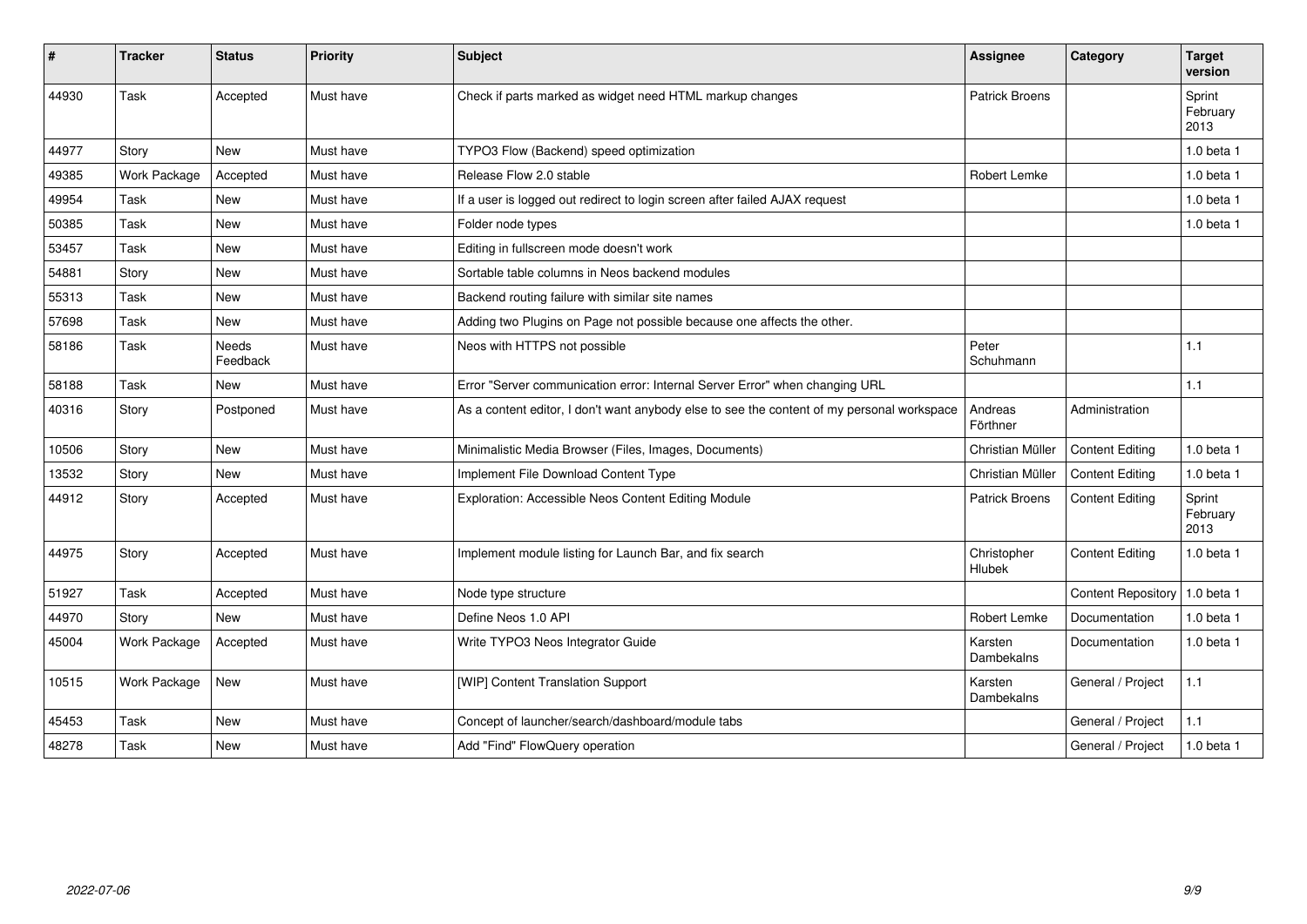| # | Tracker | Status | Priority | Subject | Assignee | Category | Target version |
|---|---|---|---|---|---|---|---|
| 44930 | Task | Accepted | Must have | Check if parts marked as widget need HTML markup changes | Patrick Broens | | Sprint February 2013 |
| 44977 | Story | New | Must have | TYPO3 Flow (Backend) speed optimization | | | 1.0 beta 1 |
| 49385 | Work Package | Accepted | Must have | Release Flow 2.0 stable | Robert Lemke | | 1.0 beta 1 |
| 49954 | Task | New | Must have | If a user is logged out redirect to login screen after failed AJAX request | | | 1.0 beta 1 |
| 50385 | Task | New | Must have | Folder node types | | | 1.0 beta 1 |
| 53457 | Task | New | Must have | Editing in fullscreen mode doesn't work | | | |
| 54881 | Story | New | Must have | Sortable table columns in Neos backend modules | | | |
| 55313 | Task | New | Must have | Backend routing failure with similar site names | | | |
| 57698 | Task | New | Must have | Adding two Plugins on Page not possible because one affects the other. | | | |
| 58186 | Task | Needs Feedback | Must have | Neos with HTTPS not possible | Peter Schuhmann | | 1.1 |
| 58188 | Task | New | Must have | Error "Server communication error: Internal Server Error" when changing URL | | | 1.1 |
| 40316 | Story | Postponed | Must have | As a content editor, I don't want anybody else to see the content of my personal workspace | Andreas Förthner | Administration | |
| 10506 | Story | New | Must have | Minimalistic Media Browser (Files, Images, Documents) | Christian Müller | Content Editing | 1.0 beta 1 |
| 13532 | Story | New | Must have | Implement File Download Content Type | Christian Müller | Content Editing | 1.0 beta 1 |
| 44912 | Story | Accepted | Must have | Exploration: Accessible Neos Content Editing Module | Patrick Broens | Content Editing | Sprint February 2013 |
| 44975 | Story | Accepted | Must have | Implement module listing for Launch Bar, and fix search | Christopher Hlubek | Content Editing | 1.0 beta 1 |
| 51927 | Task | Accepted | Must have | Node type structure | | Content Repository | 1.0 beta 1 |
| 44970 | Story | New | Must have | Define Neos 1.0 API | Robert Lemke | Documentation | 1.0 beta 1 |
| 45004 | Work Package | Accepted | Must have | Write TYPO3 Neos Integrator Guide | Karsten Dambekalns | Documentation | 1.0 beta 1 |
| 10515 | Work Package | New | Must have | [WIP] Content Translation Support | Karsten Dambekalns | General / Project | 1.1 |
| 45453 | Task | New | Must have | Concept of launcher/search/dashboard/module tabs | | General / Project | 1.1 |
| 48278 | Task | New | Must have | Add "Find" FlowQuery operation | | General / Project | 1.0 beta 1 |